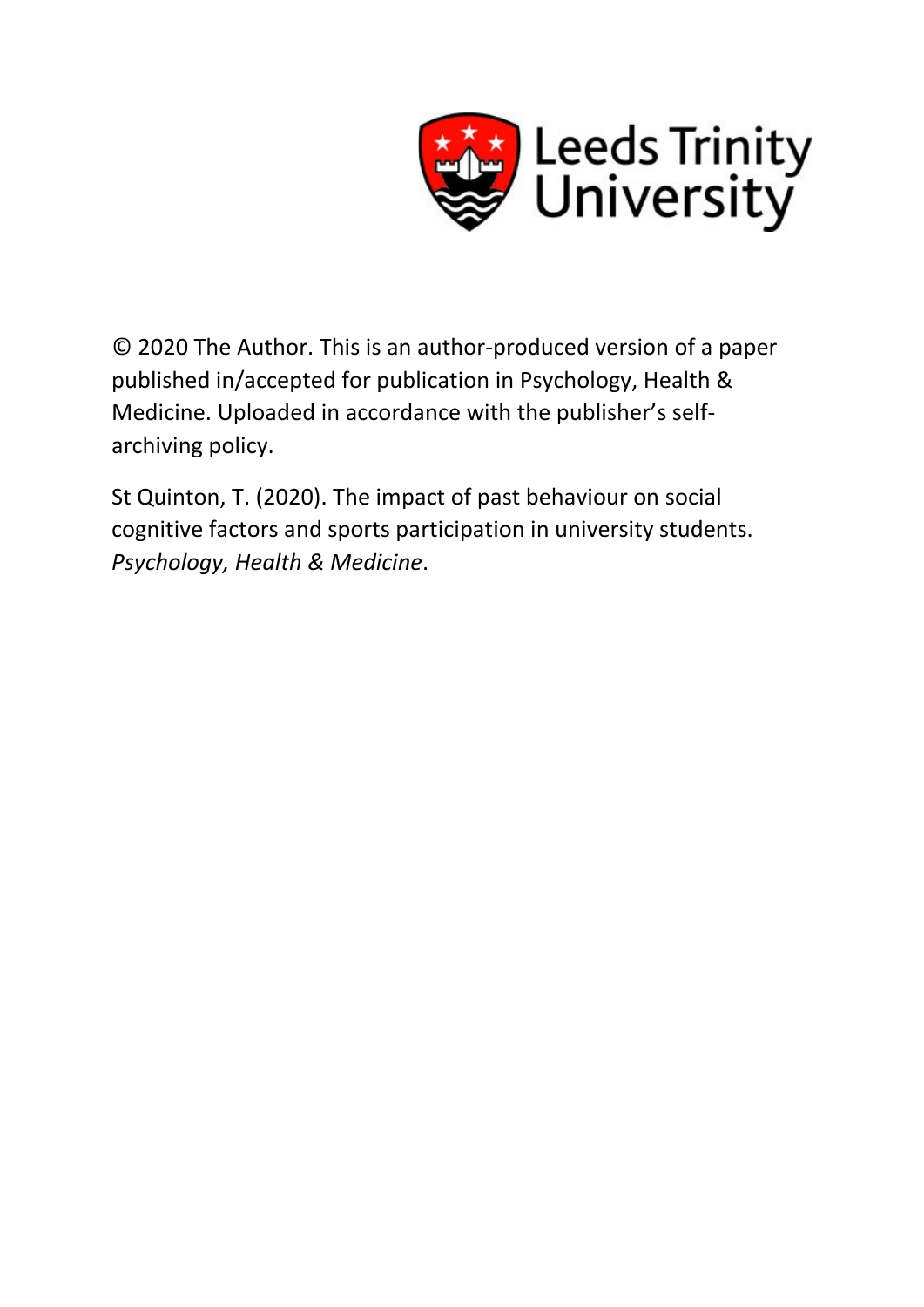Leeds Trinity University

© 2020 The Author. This is an author-produced version of a paper published in/accepted for publication in Psychology, Health & Medicine. Uploaded in accordance with the publisher's self-archiving policy.

St Quinton, T. (2020). The impact of past behaviour on social cognitive factors and sports participation in university students. *Psychology, Health & Medicine*.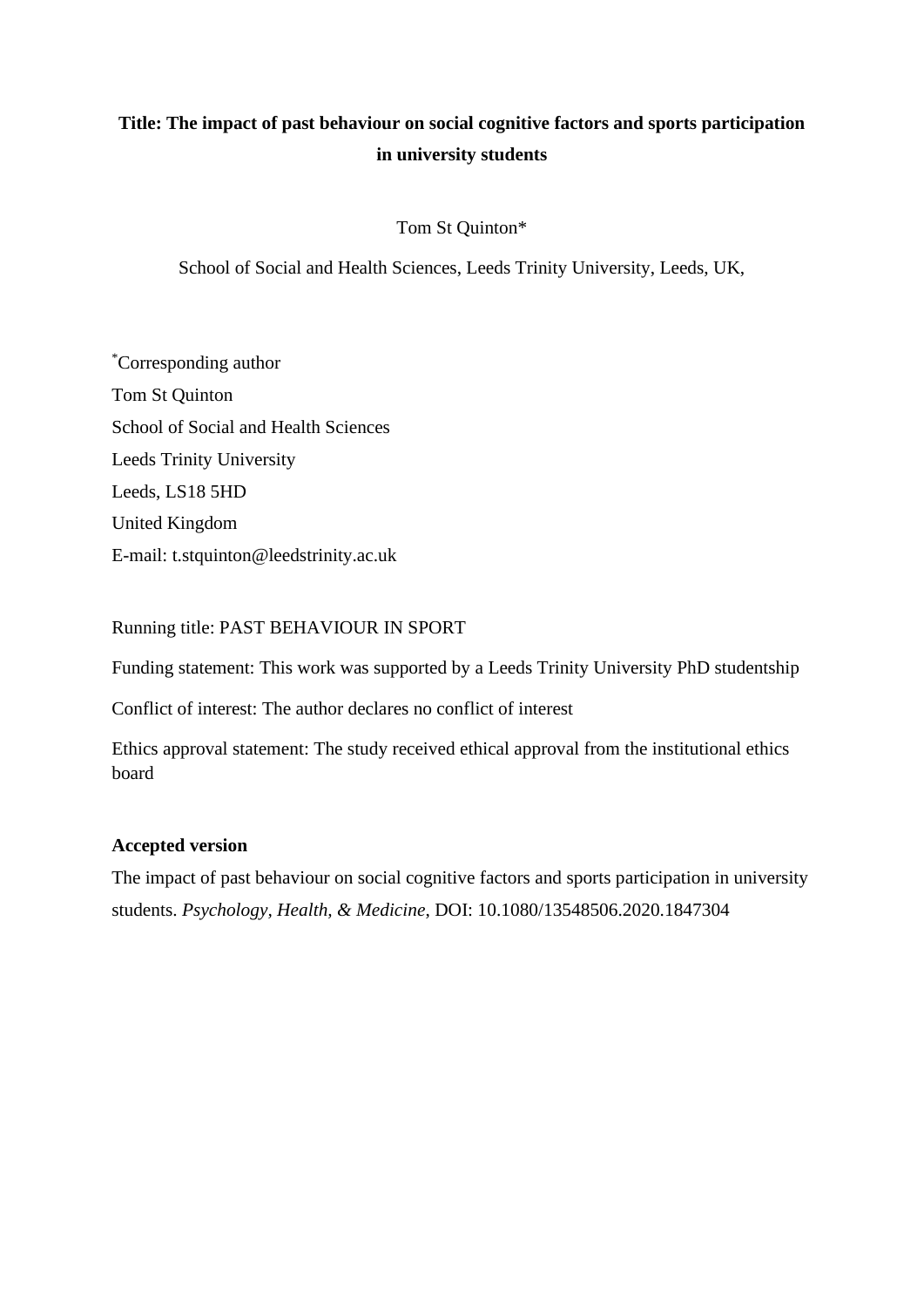**Title: The impact of past behaviour on social cognitive factors and sports participation in university students**

Tom St Quinton*

School of Social and Health Sciences, Leeds Trinity University, Leeds, UK,

*Corresponding author
Tom St Quinton
School of Social and Health Sciences
Leeds Trinity University
Leeds, LS18 5HD
United Kingdom
E-mail: t.stquinton@leedstrinity.ac.uk

Running title: PAST BEHAVIOUR IN SPORT

Funding statement: This work was supported by a Leeds Trinity University PhD studentship

Conflict of interest: The author declares no conflict of interest

Ethics approval statement: The study received ethical approval from the institutional ethics board

**Accepted version**

The impact of past behaviour on social cognitive factors and sports participation in university students. *Psychology, Health, & Medicine*, DOI: 10.1080/13548506.2020.1847304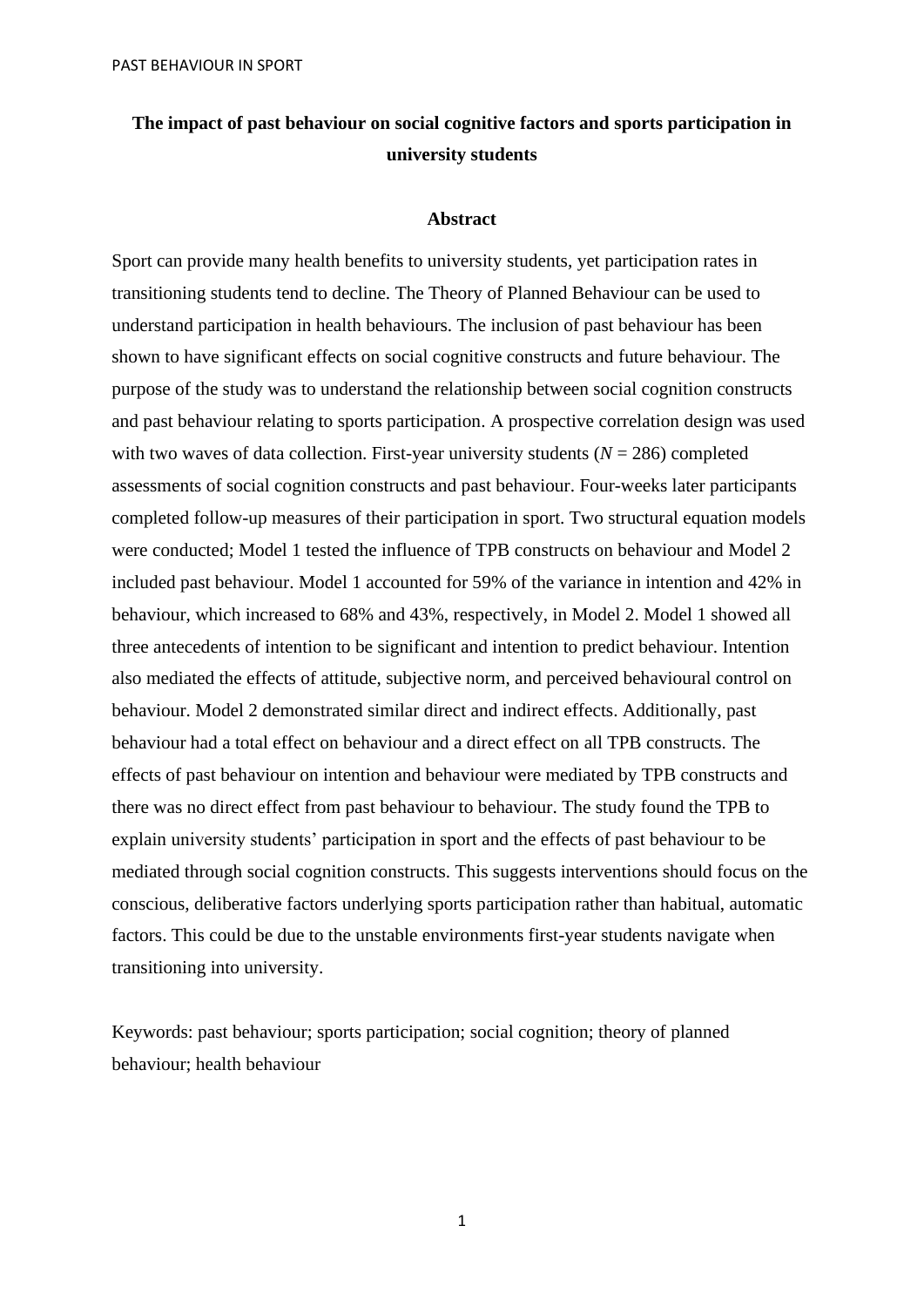# The impact of past behaviour on social cognitive factors and sports participation in university students

## Abstract

Sport can provide many health benefits to university students, yet participation rates in transitioning students tend to decline. The Theory of Planned Behaviour can be used to understand participation in health behaviours. The inclusion of past behaviour has been shown to have significant effects on social cognitive constructs and future behaviour. The purpose of the study was to understand the relationship between social cognition constructs and past behaviour relating to sports participation. A prospective correlation design was used with two waves of data collection. First-year university students ($N$ = 286) completed assessments of social cognition constructs and past behaviour. Four-weeks later participants completed follow-up measures of their participation in sport. Two structural equation models were conducted; Model 1 tested the influence of TPB constructs on behaviour and Model 2 included past behaviour. Model 1 accounted for 59% of the variance in intention and 42% in behaviour, which increased to 68% and 43%, respectively, in Model 2. Model 1 showed all three antecedents of intention to be significant and intention to predict behaviour. Intention also mediated the effects of attitude, subjective norm, and perceived behavioural control on behaviour. Model 2 demonstrated similar direct and indirect effects. Additionally, past behaviour had a total effect on behaviour and a direct effect on all TPB constructs. The effects of past behaviour on intention and behaviour were mediated by TPB constructs and there was no direct effect from past behaviour to behaviour. The study found the TPB to explain university students' participation in sport and the effects of past behaviour to be mediated through social cognition constructs. This suggests interventions should focus on the conscious, deliberative factors underlying sports participation rather than habitual, automatic factors. This could be due to the unstable environments first-year students navigate when transitioning into university.

Keywords: past behaviour; sports participation; social cognition; theory of planned behaviour; health behaviour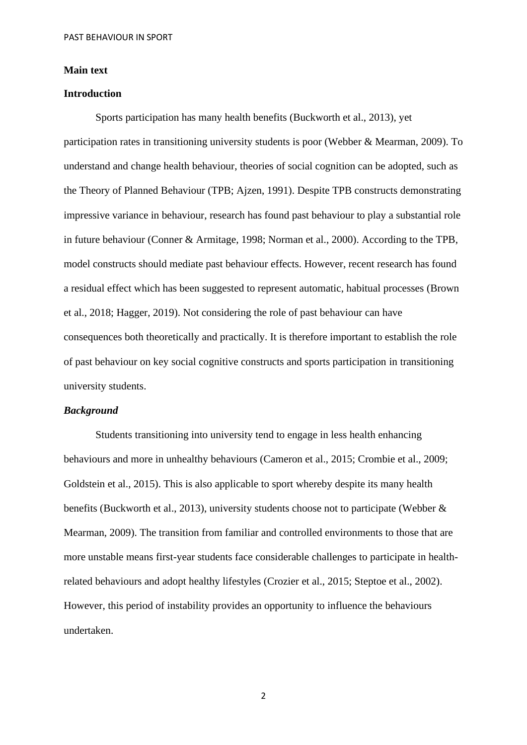## Main text

## Introduction

Sports participation has many health benefits (Buckworth et al., 2013), yet participation rates in transitioning university students is poor (Webber & Mearman, 2009). To understand and change health behaviour, theories of social cognition can be adopted, such as the Theory of Planned Behaviour (TPB; Ajzen, 1991). Despite TPB constructs demonstrating impressive variance in behaviour, research has found past behaviour to play a substantial role in future behaviour (Conner & Armitage, 1998; Norman et al., 2000). According to the TPB, model constructs should mediate past behaviour effects. However, recent research has found a residual effect which has been suggested to represent automatic, habitual processes (Brown et al., 2018; Hagger, 2019). Not considering the role of past behaviour can have consequences both theoretically and practically. It is therefore important to establish the role of past behaviour on key social cognitive constructs and sports participation in transitioning university students.

### *Background*

Students transitioning into university tend to engage in less health enhancing behaviours and more in unhealthy behaviours (Cameron et al., 2015; Crombie et al., 2009; Goldstein et al., 2015). This is also applicable to sport whereby despite its many health benefits (Buckworth et al., 2013), university students choose not to participate (Webber & Mearman, 2009). The transition from familiar and controlled environments to those that are more unstable means first-year students face considerable challenges to participate in health-related behaviours and adopt healthy lifestyles (Crozier et al., 2015; Steptoe et al., 2002). However, this period of instability provides an opportunity to influence the behaviours undertaken.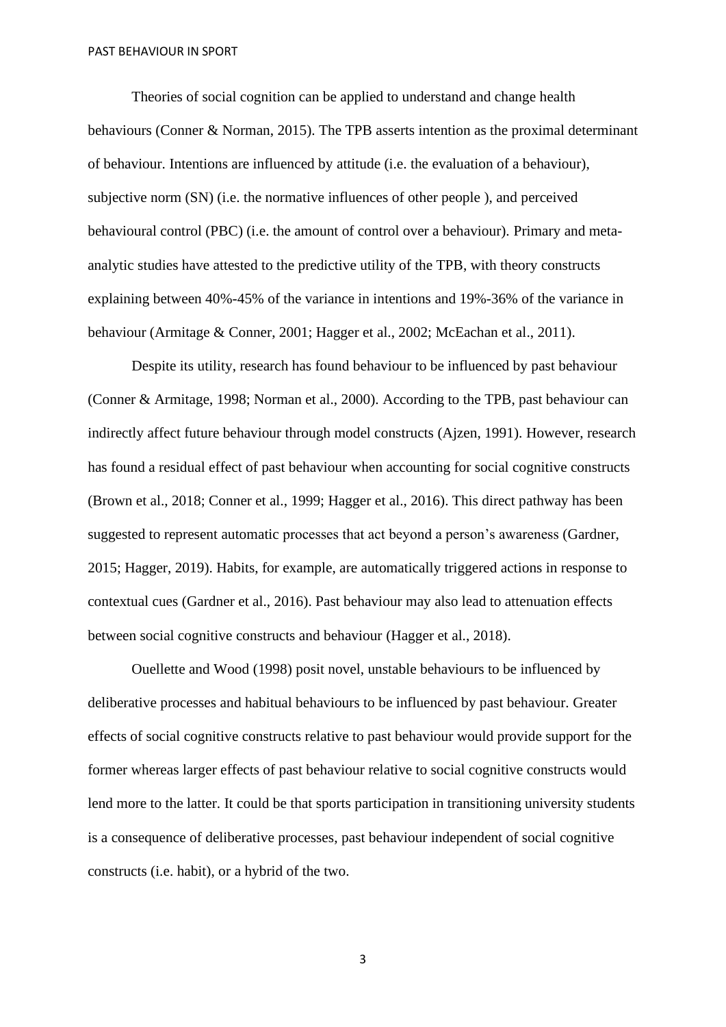Theories of social cognition can be applied to understand and change health behaviours (Conner & Norman, 2015). The TPB asserts intention as the proximal determinant of behaviour. Intentions are influenced by attitude (i.e. the evaluation of a behaviour), subjective norm (SN) (i.e. the normative influences of other people ), and perceived behavioural control (PBC) (i.e. the amount of control over a behaviour). Primary and meta-analytic studies have attested to the predictive utility of the TPB, with theory constructs explaining between 40%-45% of the variance in intentions and 19%-36% of the variance in behaviour (Armitage & Conner, 2001; Hagger et al., 2002; McEachan et al., 2011).

Despite its utility, research has found behaviour to be influenced by past behaviour (Conner & Armitage, 1998; Norman et al., 2000). According to the TPB, past behaviour can indirectly affect future behaviour through model constructs (Ajzen, 1991). However, research has found a residual effect of past behaviour when accounting for social cognitive constructs (Brown et al., 2018; Conner et al., 1999; Hagger et al., 2016). This direct pathway has been suggested to represent automatic processes that act beyond a person's awareness (Gardner, 2015; Hagger, 2019). Habits, for example, are automatically triggered actions in response to contextual cues (Gardner et al., 2016). Past behaviour may also lead to attenuation effects between social cognitive constructs and behaviour (Hagger et al., 2018).

Ouellette and Wood (1998) posit novel, unstable behaviours to be influenced by deliberative processes and habitual behaviours to be influenced by past behaviour. Greater effects of social cognitive constructs relative to past behaviour would provide support for the former whereas larger effects of past behaviour relative to social cognitive constructs would lend more to the latter. It could be that sports participation in transitioning university students is a consequence of deliberative processes, past behaviour independent of social cognitive constructs (i.e. habit), or a hybrid of the two.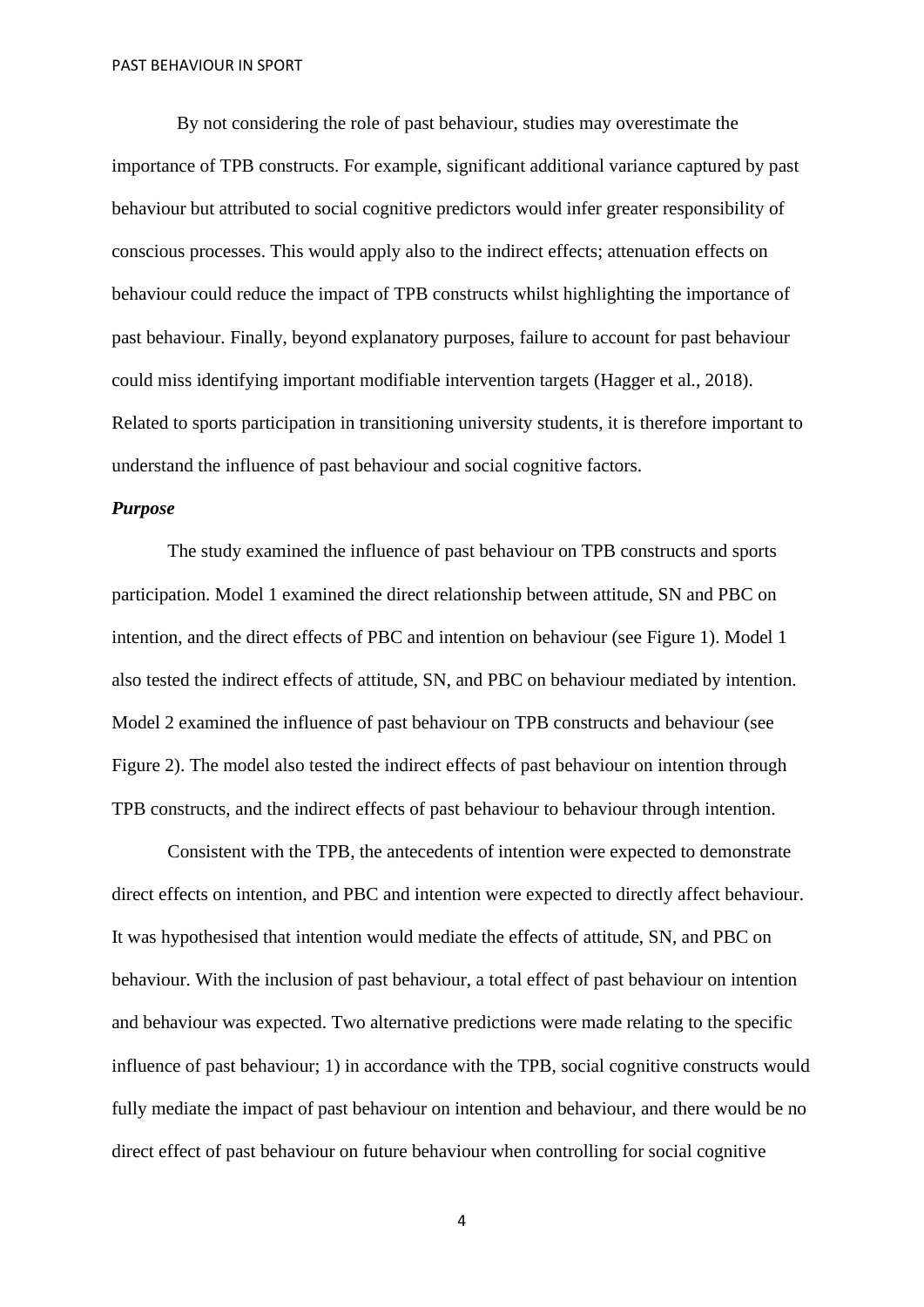By not considering the role of past behaviour, studies may overestimate the importance of TPB constructs. For example, significant additional variance captured by past behaviour but attributed to social cognitive predictors would infer greater responsibility of conscious processes. This would apply also to the indirect effects; attenuation effects on behaviour could reduce the impact of TPB constructs whilst highlighting the importance of past behaviour. Finally, beyond explanatory purposes, failure to account for past behaviour could miss identifying important modifiable intervention targets (Hagger et al., 2018). Related to sports participation in transitioning university students, it is therefore important to understand the influence of past behaviour and social cognitive factors.

### ***Purpose***

The study examined the influence of past behaviour on TPB constructs and sports participation. Model 1 examined the direct relationship between attitude, SN and PBC on intention, and the direct effects of PBC and intention on behaviour (see Figure 1). Model 1 also tested the indirect effects of attitude, SN, and PBC on behaviour mediated by intention. Model 2 examined the influence of past behaviour on TPB constructs and behaviour (see Figure 2). The model also tested the indirect effects of past behaviour on intention through TPB constructs, and the indirect effects of past behaviour to behaviour through intention.

Consistent with the TPB, the antecedents of intention were expected to demonstrate direct effects on intention, and PBC and intention were expected to directly affect behaviour. It was hypothesised that intention would mediate the effects of attitude, SN, and PBC on behaviour. With the inclusion of past behaviour, a total effect of past behaviour on intention and behaviour was expected. Two alternative predictions were made relating to the specific influence of past behaviour; 1) in accordance with the TPB, social cognitive constructs would fully mediate the impact of past behaviour on intention and behaviour, and there would be no direct effect of past behaviour on future behaviour when controlling for social cognitive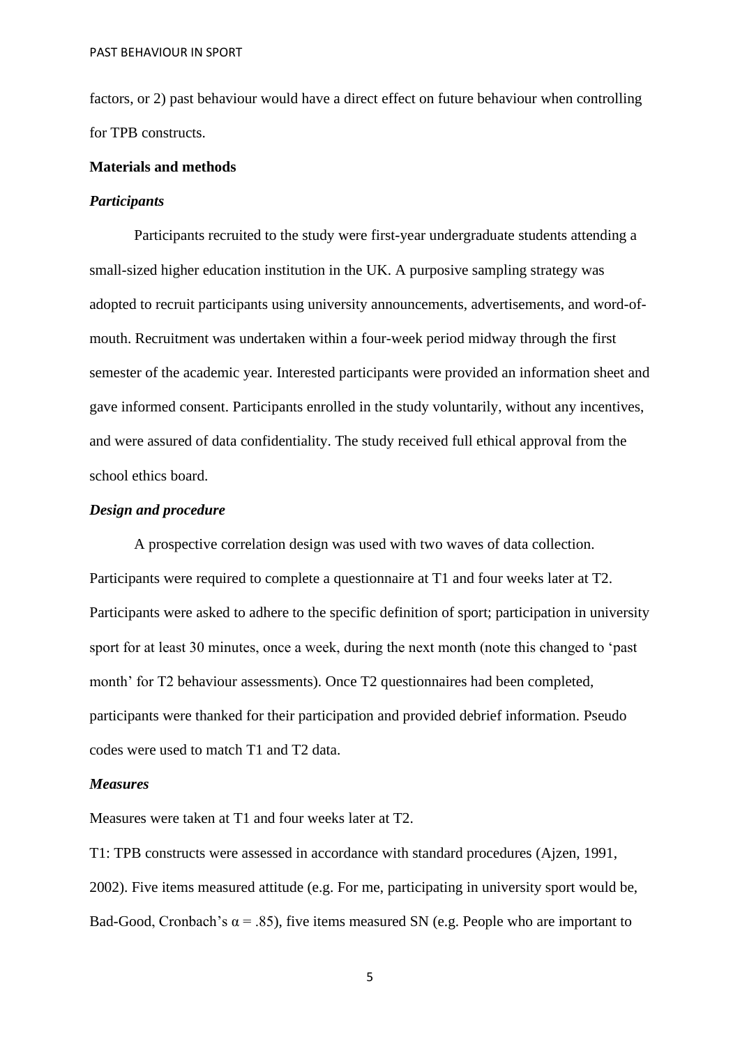factors, or 2) past behaviour would have a direct effect on future behaviour when controlling for TPB constructs.

**Materials and methods**

***Participants***

Participants recruited to the study were first-year undergraduate students attending a small-sized higher education institution in the UK. A purposive sampling strategy was adopted to recruit participants using university announcements, advertisements, and word-of-mouth. Recruitment was undertaken within a four-week period midway through the first semester of the academic year. Interested participants were provided an information sheet and gave informed consent. Participants enrolled in the study voluntarily, without any incentives, and were assured of data confidentiality. The study received full ethical approval from the school ethics board.

***Design and procedure***

A prospective correlation design was used with two waves of data collection. Participants were required to complete a questionnaire at T1 and four weeks later at T2. Participants were asked to adhere to the specific definition of sport; participation in university sport for at least 30 minutes, once a week, during the next month (note this changed to 'past month' for T2 behaviour assessments). Once T2 questionnaires had been completed, participants were thanked for their participation and provided debrief information. Pseudo codes were used to match T1 and T2 data.

***Measures***

Measures were taken at T1 and four weeks later at T2.

T1: TPB constructs were assessed in accordance with standard procedures (Ajzen, 1991, 2002). Five items measured attitude (e.g. For me, participating in university sport would be, Bad-Good, Cronbach's $\alpha = .85$), five items measured SN (e.g. People who are important to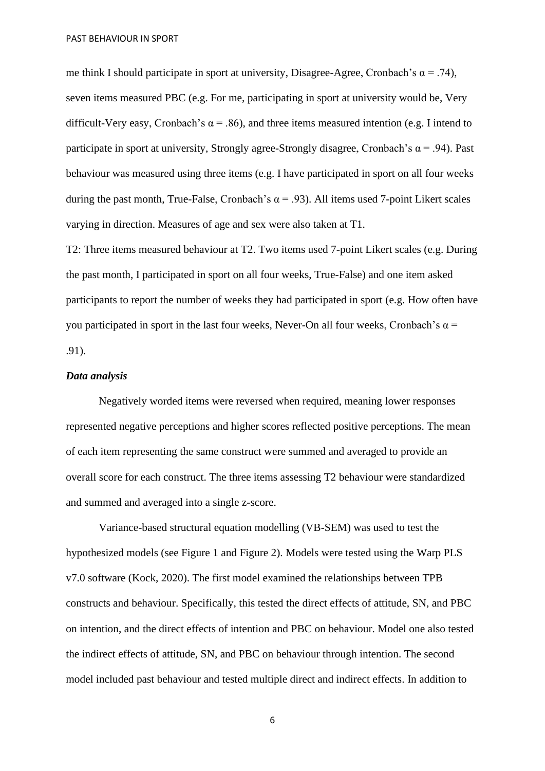me think I should participate in sport at university, Disagree-Agree, Cronbach's $\alpha = .74$), seven items measured PBC (e.g. For me, participating in sport at university would be, Very difficult-Very easy, Cronbach's $\alpha = .86$), and three items measured intention (e.g. I intend to participate in sport at university, Strongly agree-Strongly disagree, Cronbach's $\alpha = .94$). Past behaviour was measured using three items (e.g. I have participated in sport on all four weeks during the past month, True-False, Cronbach's $\alpha = .93$). All items used 7-point Likert scales varying in direction. Measures of age and sex were also taken at T1.

T2: Three items measured behaviour at T2. Two items used 7-point Likert scales (e.g. During the past month, I participated in sport on all four weeks, True-False) and one item asked participants to report the number of weeks they had participated in sport (e.g. How often have you participated in sport in the last four weeks, Never-On all four weeks, Cronbach's $\alpha = .91$).

***Data analysis***

Negatively worded items were reversed when required, meaning lower responses represented negative perceptions and higher scores reflected positive perceptions. The mean of each item representing the same construct were summed and averaged to provide an overall score for each construct. The three items assessing T2 behaviour were standardized and summed and averaged into a single z-score.

Variance-based structural equation modelling (VB-SEM) was used to test the hypothesized models (see Figure 1 and Figure 2). Models were tested using the Warp PLS v7.0 software (Kock, 2020). The first model examined the relationships between TPB constructs and behaviour. Specifically, this tested the direct effects of attitude, SN, and PBC on intention, and the direct effects of intention and PBC on behaviour. Model one also tested the indirect effects of attitude, SN, and PBC on behaviour through intention. The second model included past behaviour and tested multiple direct and indirect effects. In addition to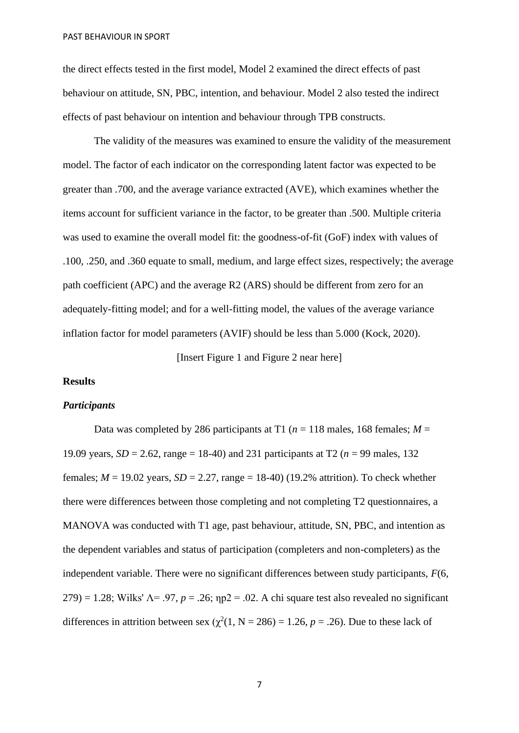the direct effects tested in the first model, Model 2 examined the direct effects of past behaviour on attitude, SN, PBC, intention, and behaviour. Model 2 also tested the indirect effects of past behaviour on intention and behaviour through TPB constructs.

The validity of the measures was examined to ensure the validity of the measurement model. The factor of each indicator on the corresponding latent factor was expected to be greater than .700, and the average variance extracted (AVE), which examines whether the items account for sufficient variance in the factor, to be greater than .500. Multiple criteria was used to examine the overall model fit: the goodness-of-fit (GoF) index with values of .100, .250, and .360 equate to small, medium, and large effect sizes, respectively; the average path coefficient (APC) and the average R2 (ARS) should be different from zero for an adequately-fitting model; and for a well-fitting model, the values of the average variance inflation factor for model parameters (AVIF) should be less than 5.000 (Kock, 2020).

[Insert Figure 1 and Figure 2 near here]

## Results

### *Participants*

Data was completed by 286 participants at T1 ($n$ = 118 males, 168 females; $M$ = 19.09 years, $SD$ = 2.62, range = 18-40) and 231 participants at T2 ($n$ = 99 males, 132 females; $M$ = 19.02 years, $SD$ = 2.27, range = 18-40) (19.2% attrition). To check whether there were differences between those completing and not completing T2 questionnaires, a MANOVA was conducted with T1 age, past behaviour, attitude, SN, PBC, and intention as the dependent variables and status of participation (completers and non-completers) as the independent variable. There were no significant differences between study participants, $F(6, 279) = 1.28$; Wilks' $\Lambda = .97$, $p = .26$; $\eta p2 = .02$. A chi square test also revealed no significant differences in attrition between sex ($\chi^2(1, N = 286) = 1.26$, $p = .26$). Due to these lack of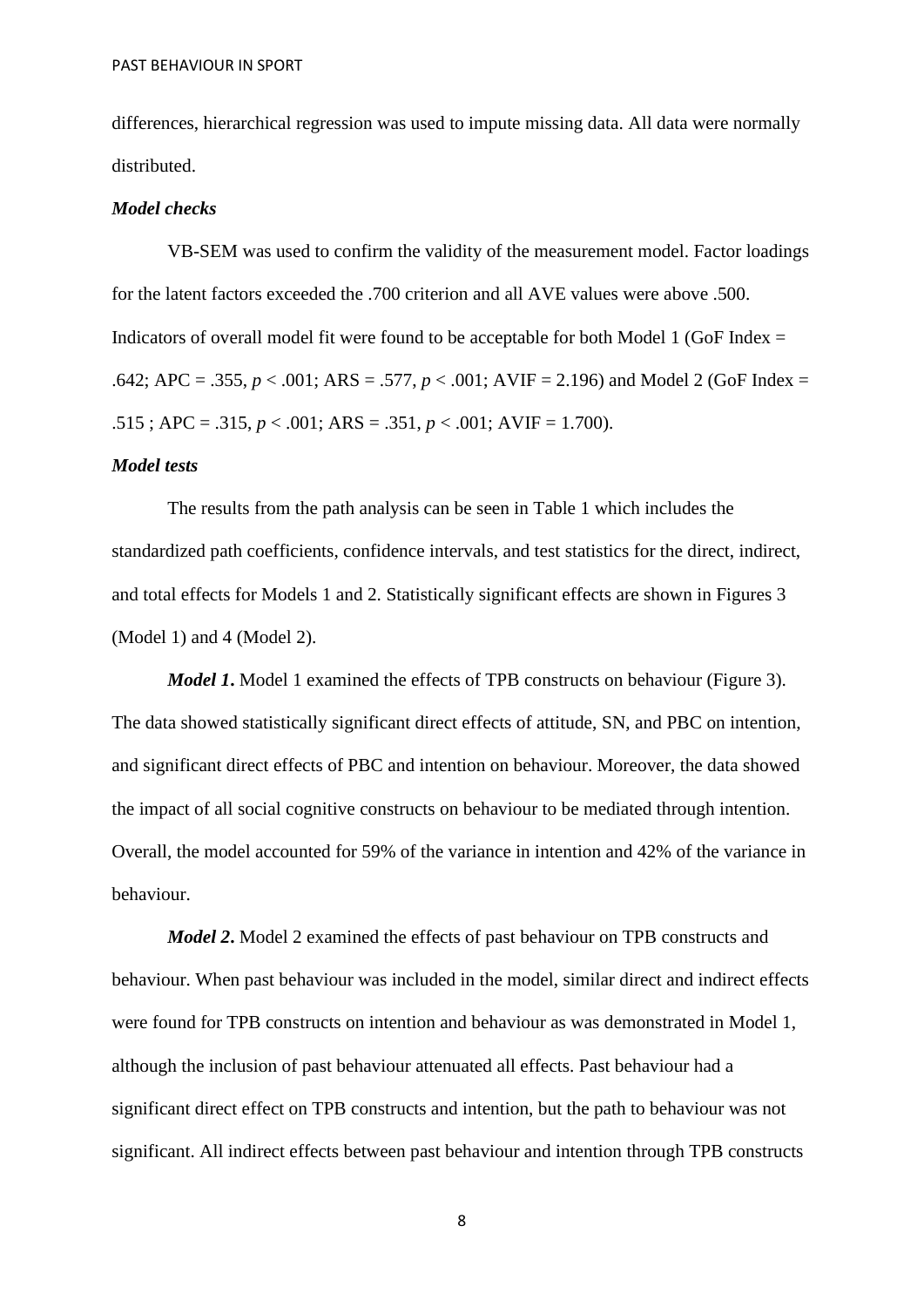differences, hierarchical regression was used to impute missing data. All data were normally distributed.

### *Model checks*

VB-SEM was used to confirm the validity of the measurement model. Factor loadings for the latent factors exceeded the .700 criterion and all AVE values were above .500. Indicators of overall model fit were found to be acceptable for both Model 1 (GoF Index = .642; APC = .355, $p < .001$; ARS = .577, $p < .001$; AVIF = 2.196) and Model 2 (GoF Index = .515 ; APC = .315, $p < .001$; ARS = .351, $p < .001$; AVIF = 1.700).

### *Model tests*

The results from the path analysis can be seen in Table 1 which includes the standardized path coefficients, confidence intervals, and test statistics for the direct, indirect, and total effects for Models 1 and 2. Statistically significant effects are shown in Figures 3 (Model 1) and 4 (Model 2).

***Model 1*.** Model 1 examined the effects of TPB constructs on behaviour (Figure 3). The data showed statistically significant direct effects of attitude, SN, and PBC on intention, and significant direct effects of PBC and intention on behaviour. Moreover, the data showed the impact of all social cognitive constructs on behaviour to be mediated through intention. Overall, the model accounted for 59% of the variance in intention and 42% of the variance in behaviour.

***Model 2*.** Model 2 examined the effects of past behaviour on TPB constructs and behaviour. When past behaviour was included in the model, similar direct and indirect effects were found for TPB constructs on intention and behaviour as was demonstrated in Model 1, although the inclusion of past behaviour attenuated all effects. Past behaviour had a significant direct effect on TPB constructs and intention, but the path to behaviour was not significant. All indirect effects between past behaviour and intention through TPB constructs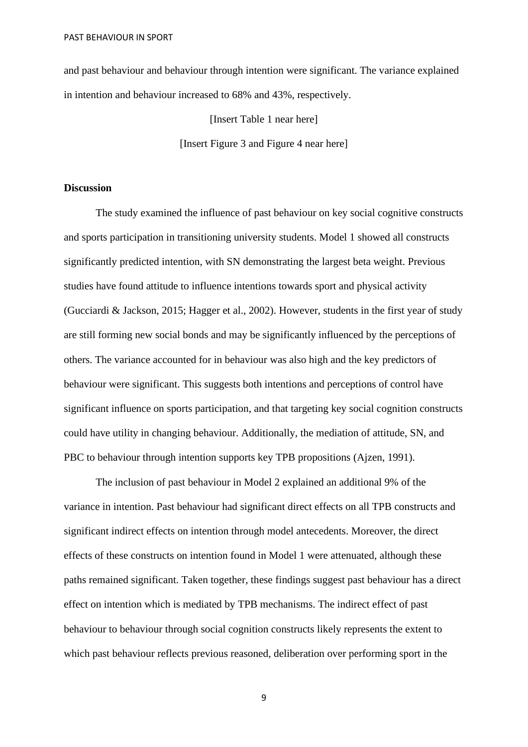and past behaviour and behaviour through intention were significant. The variance explained in intention and behaviour increased to 68% and 43%, respectively.

[Insert Table 1 near here]

[Insert Figure 3 and Figure 4 near here]

**Discussion**

The study examined the influence of past behaviour on key social cognitive constructs and sports participation in transitioning university students. Model 1 showed all constructs significantly predicted intention, with SN demonstrating the largest beta weight. Previous studies have found attitude to influence intentions towards sport and physical activity (Gucciardi & Jackson, 2015; Hagger et al., 2002). However, students in the first year of study are still forming new social bonds and may be significantly influenced by the perceptions of others. The variance accounted for in behaviour was also high and the key predictors of behaviour were significant. This suggests both intentions and perceptions of control have significant influence on sports participation, and that targeting key social cognition constructs could have utility in changing behaviour. Additionally, the mediation of attitude, SN, and PBC to behaviour through intention supports key TPB propositions (Ajzen, 1991).

The inclusion of past behaviour in Model 2 explained an additional 9% of the variance in intention. Past behaviour had significant direct effects on all TPB constructs and significant indirect effects on intention through model antecedents. Moreover, the direct effects of these constructs on intention found in Model 1 were attenuated, although these paths remained significant. Taken together, these findings suggest past behaviour has a direct effect on intention which is mediated by TPB mechanisms. The indirect effect of past behaviour to behaviour through social cognition constructs likely represents the extent to which past behaviour reflects previous reasoned, deliberation over performing sport in the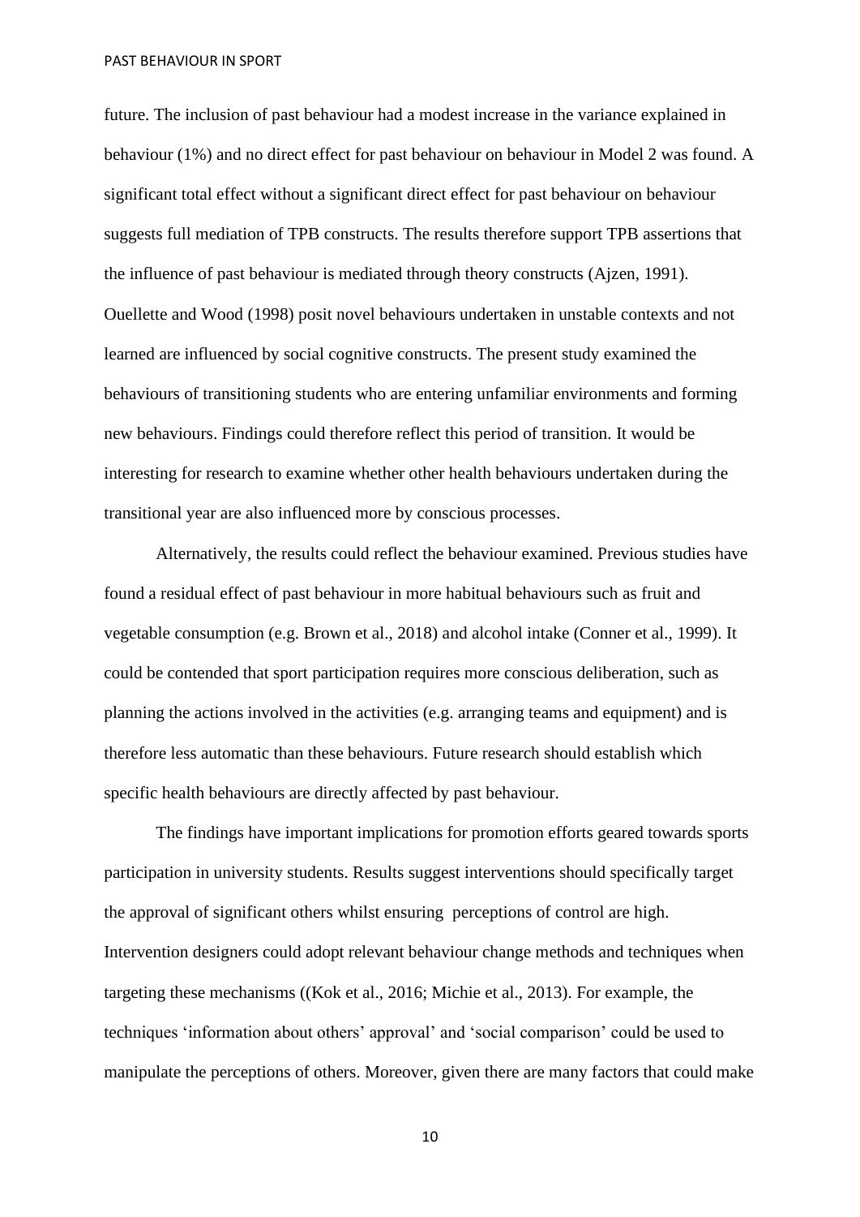future. The inclusion of past behaviour had a modest increase in the variance explained in behaviour (1%) and no direct effect for past behaviour on behaviour in Model 2 was found. A significant total effect without a significant direct effect for past behaviour on behaviour suggests full mediation of TPB constructs. The results therefore support TPB assertions that the influence of past behaviour is mediated through theory constructs (Ajzen, 1991). Ouellette and Wood (1998) posit novel behaviours undertaken in unstable contexts and not learned are influenced by social cognitive constructs. The present study examined the behaviours of transitioning students who are entering unfamiliar environments and forming new behaviours. Findings could therefore reflect this period of transition. It would be interesting for research to examine whether other health behaviours undertaken during the transitional year are also influenced more by conscious processes.

Alternatively, the results could reflect the behaviour examined. Previous studies have found a residual effect of past behaviour in more habitual behaviours such as fruit and vegetable consumption (e.g. Brown et al., 2018) and alcohol intake (Conner et al., 1999). It could be contended that sport participation requires more conscious deliberation, such as planning the actions involved in the activities (e.g. arranging teams and equipment) and is therefore less automatic than these behaviours. Future research should establish which specific health behaviours are directly affected by past behaviour.

The findings have important implications for promotion efforts geared towards sports participation in university students. Results suggest interventions should specifically target the approval of significant others whilst ensuring perceptions of control are high. Intervention designers could adopt relevant behaviour change methods and techniques when targeting these mechanisms ((Kok et al., 2016; Michie et al., 2013). For example, the techniques 'information about others' approval' and 'social comparison' could be used to manipulate the perceptions of others. Moreover, given there are many factors that could make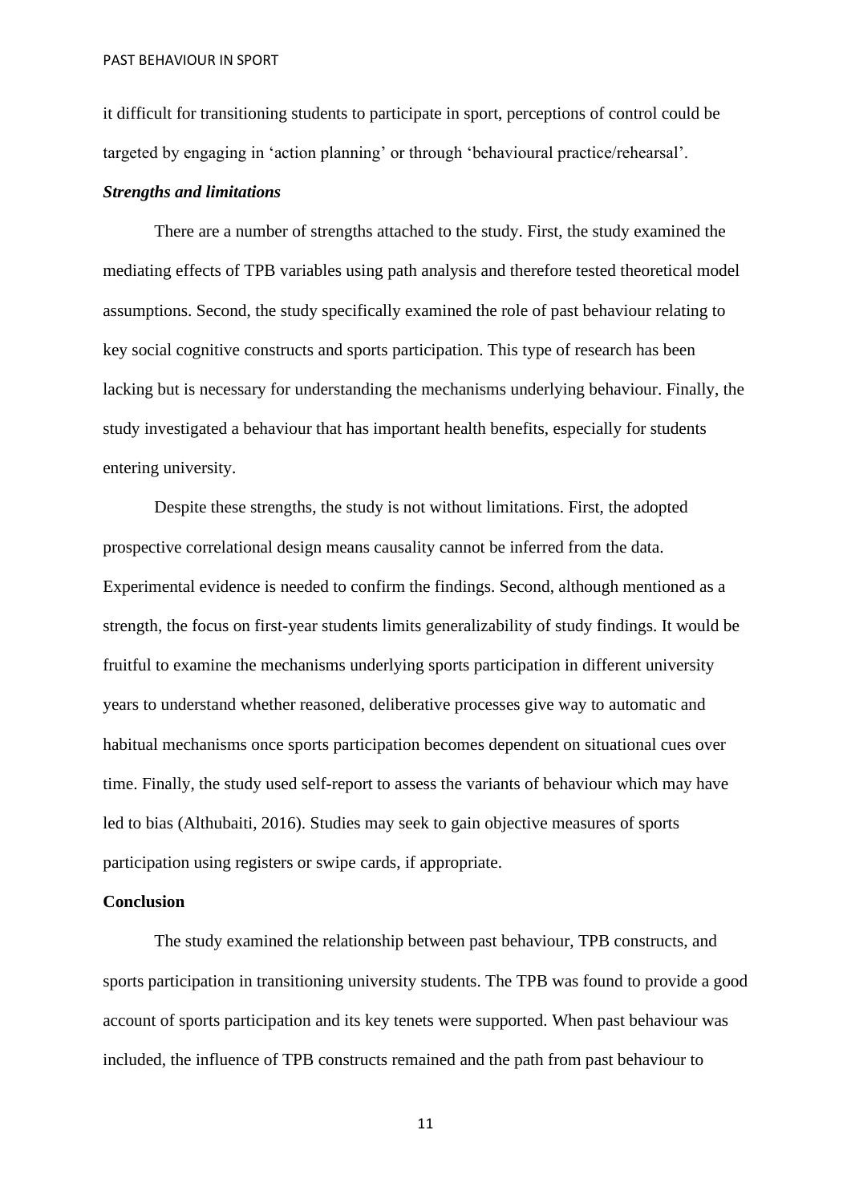it difficult for transitioning students to participate in sport, perceptions of control could be targeted by engaging in ‘action planning’ or through ‘behavioural practice/rehearsal’.

### *Strengths and limitations*

There are a number of strengths attached to the study. First, the study examined the mediating effects of TPB variables using path analysis and therefore tested theoretical model assumptions. Second, the study specifically examined the role of past behaviour relating to key social cognitive constructs and sports participation. This type of research has been lacking but is necessary for understanding the mechanisms underlying behaviour. Finally, the study investigated a behaviour that has important health benefits, especially for students entering university.

Despite these strengths, the study is not without limitations. First, the adopted prospective correlational design means causality cannot be inferred from the data. Experimental evidence is needed to confirm the findings. Second, although mentioned as a strength, the focus on first-year students limits generalizability of study findings. It would be fruitful to examine the mechanisms underlying sports participation in different university years to understand whether reasoned, deliberative processes give way to automatic and habitual mechanisms once sports participation becomes dependent on situational cues over time. Finally, the study used self-report to assess the variants of behaviour which may have led to bias (Althubaiti, 2016). Studies may seek to gain objective measures of sports participation using registers or swipe cards, if appropriate.

## Conclusion

The study examined the relationship between past behaviour, TPB constructs, and sports participation in transitioning university students. The TPB was found to provide a good account of sports participation and its key tenets were supported. When past behaviour was included, the influence of TPB constructs remained and the path from past behaviour to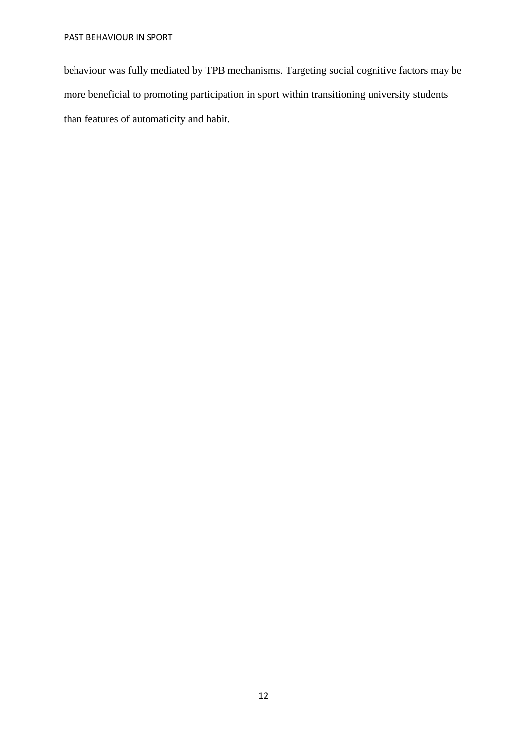behaviour was fully mediated by TPB mechanisms. Targeting social cognitive factors may be more beneficial to promoting participation in sport within transitioning university students than features of automaticity and habit.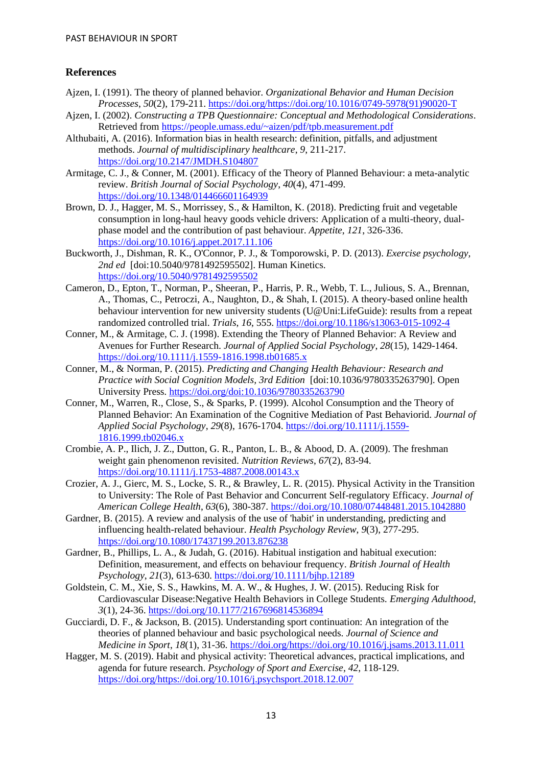## References

Ajzen, I. (1991). The theory of planned behavior. *Organizational Behavior and Human Decision Processes*, *50*(2), 179-211. https://doi.org/https://doi.org/10.1016/0749-5978(91)90020-T

Ajzen, I. (2002). *Constructing a TPB Questionnaire: Conceptual and Methodological Considerations*. Retrieved from https://people.umass.edu/~aizen/pdf/tpb.measurement.pdf

Althubaiti, A. (2016). Information bias in health research: definition, pitfalls, and adjustment methods. *Journal of multidisciplinary healthcare*, *9*, 211-217. https://doi.org/10.2147/JMDH.S104807

Armitage, C. J., & Conner, M. (2001). Efficacy of the Theory of Planned Behaviour: a meta-analytic review. *British Journal of Social Psychology*, *40*(4), 471-499. https://doi.org/10.1348/014466601164939

Brown, D. J., Hagger, M. S., Morrissey, S., & Hamilton, K. (2018). Predicting fruit and vegetable consumption in long-haul heavy goods vehicle drivers: Application of a multi-theory, dual-phase model and the contribution of past behaviour. *Appetite*, *121*, 326-336. https://doi.org/10.1016/j.appet.2017.11.106

Buckworth, J., Dishman, R. K., O'Connor, P. J., & Tomporowski, P. D. (2013). *Exercise psychology, 2nd ed* [doi:10.5040/9781492595502]. Human Kinetics. https://doi.org/10.5040/9781492595502

Cameron, D., Epton, T., Norman, P., Sheeran, P., Harris, P. R., Webb, T. L., Julious, S. A., Brennan, A., Thomas, C., Petroczi, A., Naughton, D., & Shah, I. (2015). A theory-based online health behaviour intervention for new university students (U@Uni:LifeGuide): results from a repeat randomized controlled trial. *Trials*, *16*, 555. https://doi.org/10.1186/s13063-015-1092-4

Conner, M., & Armitage, C. J. (1998). Extending the Theory of Planned Behavior: A Review and Avenues for Further Research. *Journal of Applied Social Psychology*, *28*(15), 1429-1464. https://doi.org/10.1111/j.1559-1816.1998.tb01685.x

Conner, M., & Norman, P. (2015). *Predicting and Changing Health Behaviour: Research and Practice with Social Cognition Models, 3rd Edition* [doi:10.1036/9780335263790]. Open University Press. https://doi.org/doi:10.1036/9780335263790

Conner, M., Warren, R., Close, S., & Sparks, P. (1999). Alcohol Consumption and the Theory of Planned Behavior: An Examination of the Cognitive Mediation of Past Behaviorid. *Journal of Applied Social Psychology*, *29*(8), 1676-1704. https://doi.org/10.1111/j.1559-1816.1999.tb02046.x

Crombie, A. P., Ilich, J. Z., Dutton, G. R., Panton, L. B., & Abood, D. A. (2009). The freshman weight gain phenomenon revisited. *Nutrition Reviews*, *67*(2), 83-94. https://doi.org/10.1111/j.1753-4887.2008.00143.x

Crozier, A. J., Gierc, M. S., Locke, S. R., & Brawley, L. R. (2015). Physical Activity in the Transition to University: The Role of Past Behavior and Concurrent Self-regulatory Efficacy. *Journal of American College Health*, *63*(6), 380-387. https://doi.org/10.1080/07448481.2015.1042880

Gardner, B. (2015). A review and analysis of the use of 'habit' in understanding, predicting and influencing health-related behaviour. *Health Psychology Review*, *9*(3), 277-295. https://doi.org/10.1080/17437199.2013.876238

Gardner, B., Phillips, L. A., & Judah, G. (2016). Habitual instigation and habitual execution: Definition, measurement, and effects on behaviour frequency. *British Journal of Health Psychology*, *21*(3), 613-630. https://doi.org/10.1111/bjhp.12189

Goldstein, C. M., Xie, S. S., Hawkins, M. A. W., & Hughes, J. W. (2015). Reducing Risk for Cardiovascular Disease:Negative Health Behaviors in College Students. *Emerging Adulthood*, *3*(1), 24-36. https://doi.org/10.1177/2167696814536894

Gucciardi, D. F., & Jackson, B. (2015). Understanding sport continuation: An integration of the theories of planned behaviour and basic psychological needs. *Journal of Science and Medicine in Sport*, *18*(1), 31-36. https://doi.org/https://doi.org/10.1016/j.jsams.2013.11.011

Hagger, M. S. (2019). Habit and physical activity: Theoretical advances, practical implications, and agenda for future research. *Psychology of Sport and Exercise*, *42*, 118-129. https://doi.org/https://doi.org/10.1016/j.psychsport.2018.12.007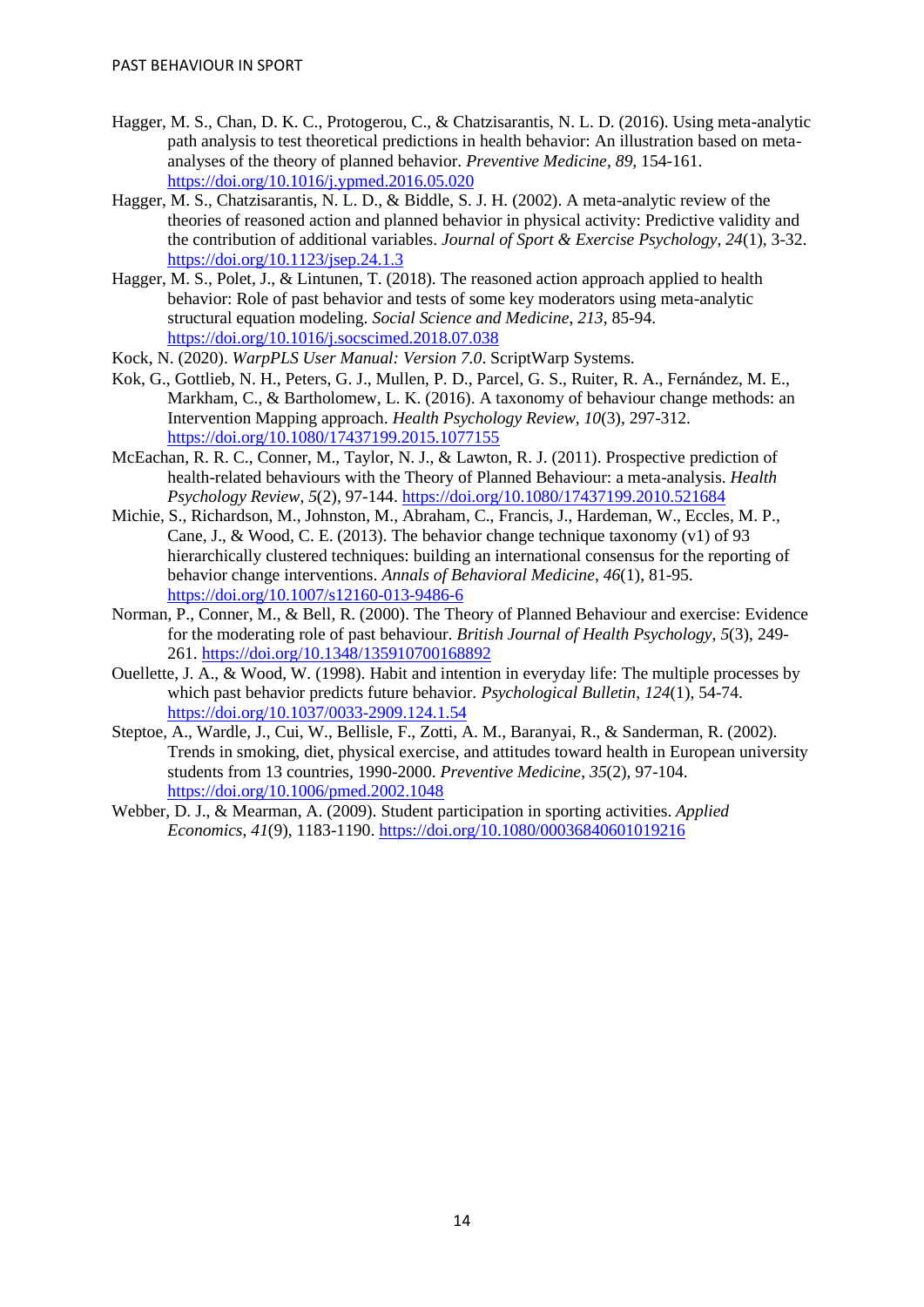Hagger, M. S., Chan, D. K. C., Protogerou, C., & Chatzisarantis, N. L. D. (2016). Using meta-analytic path analysis to test theoretical predictions in health behavior: An illustration based on meta-analyses of the theory of planned behavior. *Preventive Medicine*, *89*, 154-161. https://doi.org/10.1016/j.ypmed.2016.05.020

Hagger, M. S., Chatzisarantis, N. L. D., & Biddle, S. J. H. (2002). A meta-analytic review of the theories of reasoned action and planned behavior in physical activity: Predictive validity and the contribution of additional variables. *Journal of Sport & Exercise Psychology*, *24*(1), 3-32. https://doi.org/10.1123/jsep.24.1.3

Hagger, M. S., Polet, J., & Lintunen, T. (2018). The reasoned action approach applied to health behavior: Role of past behavior and tests of some key moderators using meta-analytic structural equation modeling. *Social Science and Medicine*, *213*, 85-94. https://doi.org/10.1016/j.socscimed.2018.07.038

Kock, N. (2020). *WarpPLS User Manual: Version 7.0*. ScriptWarp Systems.

Kok, G., Gottlieb, N. H., Peters, G. J., Mullen, P. D., Parcel, G. S., Ruiter, R. A., Fernández, M. E., Markham, C., & Bartholomew, L. K. (2016). A taxonomy of behaviour change methods: an Intervention Mapping approach. *Health Psychology Review*, *10*(3), 297-312. https://doi.org/10.1080/17437199.2015.1077155

McEachan, R. R. C., Conner, M., Taylor, N. J., & Lawton, R. J. (2011). Prospective prediction of health-related behaviours with the Theory of Planned Behaviour: a meta-analysis. *Health Psychology Review*, *5*(2), 97-144. https://doi.org/10.1080/17437199.2010.521684

Michie, S., Richardson, M., Johnston, M., Abraham, C., Francis, J., Hardeman, W., Eccles, M. P., Cane, J., & Wood, C. E. (2013). The behavior change technique taxonomy (v1) of 93 hierarchically clustered techniques: building an international consensus for the reporting of behavior change interventions. *Annals of Behavioral Medicine*, *46*(1), 81-95. https://doi.org/10.1007/s12160-013-9486-6

Norman, P., Conner, M., & Bell, R. (2000). The Theory of Planned Behaviour and exercise: Evidence for the moderating role of past behaviour. *British Journal of Health Psychology*, *5*(3), 249-261. https://doi.org/10.1348/135910700168892

Ouellette, J. A., & Wood, W. (1998). Habit and intention in everyday life: The multiple processes by which past behavior predicts future behavior. *Psychological Bulletin*, *124*(1), 54-74. https://doi.org/10.1037/0033-2909.124.1.54

Steptoe, A., Wardle, J., Cui, W., Bellisle, F., Zotti, A. M., Baranyai, R., & Sanderman, R. (2002). Trends in smoking, diet, physical exercise, and attitudes toward health in European university students from 13 countries, 1990-2000. *Preventive Medicine*, *35*(2), 97-104. https://doi.org/10.1006/pmed.2002.1048

Webber, D. J., & Mearman, A. (2009). Student participation in sporting activities. *Applied Economics*, *41*(9), 1183-1190. https://doi.org/10.1080/00036840601019216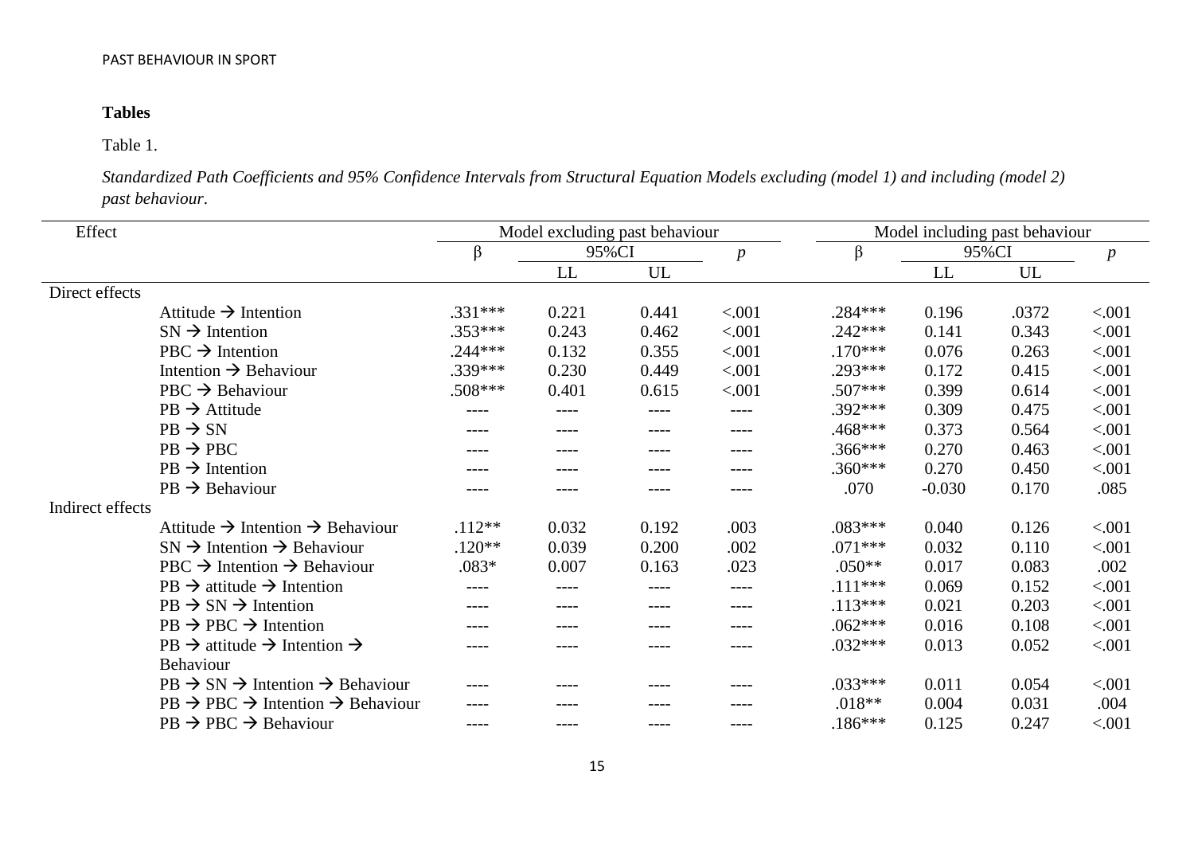**Tables**

Table 1.

*Standardized Path Coefficients and 95% Confidence Intervals from Structural Equation Models excluding (model 1) and including (model 2) past behaviour.*

| Effect | | Model excluding past behaviour | | | | Model including past behaviour | | | |
|---|---|---|---|---|---|---|---|---|---|
| | | β | 95%CI | | *p* | β | 95%CI | | *p* |
| | | | LL | UL | | | LL | UL | |
| Direct effects | | | | | | | | | |
| | Attitude → Intention | .331*** | 0.221 | 0.441 | <.001 | .284*** | 0.196 | .0372 | <.001 |
| | SN → Intention | .353*** | 0.243 | 0.462 | <.001 | .242*** | 0.141 | 0.343 | <.001 |
| | PBC → Intention | .244*** | 0.132 | 0.355 | <.001 | .170*** | 0.076 | 0.263 | <.001 |
| | Intention → Behaviour | .339*** | 0.230 | 0.449 | <.001 | .293*** | 0.172 | 0.415 | <.001 |
| | PBC → Behaviour | .508*** | 0.401 | 0.615 | <.001 | .507*** | 0.399 | 0.614 | <.001 |
| | PB → Attitude | ---- | ---- | ---- | ---- | .392*** | 0.309 | 0.475 | <.001 |
| | PB → SN | ---- | ---- | ---- | ---- | .468*** | 0.373 | 0.564 | <.001 |
| | PB → PBC | ---- | ---- | ---- | ---- | .366*** | 0.270 | 0.463 | <.001 |
| | PB → Intention | ---- | ---- | ---- | ---- | .360*** | 0.270 | 0.450 | <.001 |
| | PB → Behaviour | ---- | ---- | ---- | ---- | .070 | -0.030 | 0.170 | .085 |
| Indirect effects | | | | | | | | | |
| | Attitude → Intention → Behaviour | .112** | 0.032 | 0.192 | .003 | .083*** | 0.040 | 0.126 | <.001 |
| | SN → Intention → Behaviour | .120** | 0.039 | 0.200 | .002 | .071*** | 0.032 | 0.110 | <.001 |
| | PBC → Intention → Behaviour | .083* | 0.007 | 0.163 | .023 | .050** | 0.017 | 0.083 | .002 |
| | PB → attitude → Intention | ---- | ---- | ---- | ---- | .111*** | 0.069 | 0.152 | <.001 |
| | PB → SN → Intention | ---- | ---- | ---- | ---- | .113*** | 0.021 | 0.203 | <.001 |
| | PB → PBC → Intention | ---- | ---- | ---- | ---- | .062*** | 0.016 | 0.108 | <.001 |
| | PB → attitude → Intention → Behaviour | ---- | ---- | ---- | ---- | .032*** | 0.013 | 0.052 | <.001 |
| | PB → SN → Intention → Behaviour | ---- | ---- | ---- | ---- | .033*** | 0.011 | 0.054 | <.001 |
| | PB → PBC → Intention → Behaviour | ---- | ---- | ---- | ---- | .018** | 0.004 | 0.031 | .004 |
| | PB → PBC → Behaviour | ---- | ---- | ---- | ---- | .186*** | 0.125 | 0.247 | <.001 |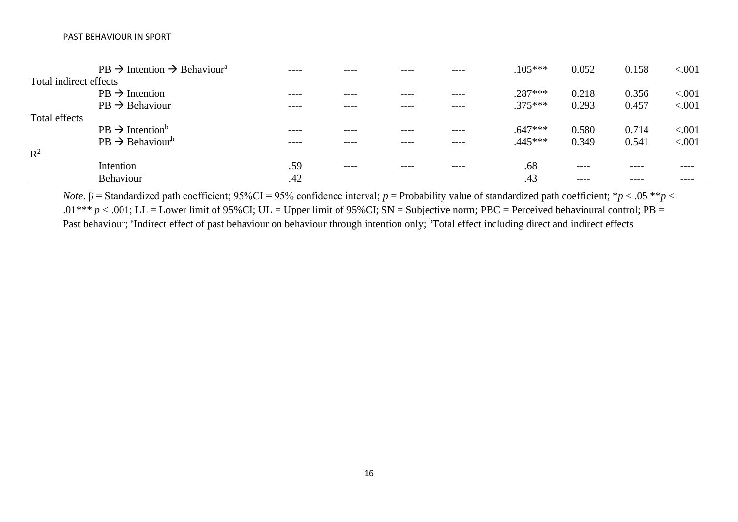| | | | | | | | | |
|---|---|---|---|---|---|---|---|---|
| PB → Intention → Behaviour[a] | ---- | ---- | ---- | ---- | .105*** | 0.052 | 0.158 | <.001 |
| Total indirect effects | | | | | | | | |
| PB → Intention | ---- | ---- | ---- | ---- | .287*** | 0.218 | 0.356 | <.001 |
| PB → Behaviour | ---- | ---- | ---- | ---- | .375*** | 0.293 | 0.457 | <.001 |
| Total effects | | | | | | | | |
| PB → Intention[b] | ---- | ---- | ---- | ---- | .647*** | 0.580 | 0.714 | <.001 |
| PB → Behaviour[b] | ---- | ---- | ---- | ---- | .445*** | 0.349 | 0.541 | <.001 |
| $R^2$ | | | | | | | | |
| Intention | .59 | ---- | ---- | ---- | .68 | ---- | ---- | ---- |
| Behaviour | .42 | | | | .43 | ---- | ---- | ---- |

*Note*. β = Standardized path coefficient; 95%CI = 95% confidence interval; $p$ = Probability value of standardized path coefficient; \*$p < .05$ \*\*$p < .01$\*\*\* $p < .001$; LL = Lower limit of 95%CI; UL = Upper limit of 95%CI; SN = Subjective norm; PBC = Perceived behavioural control; PB = Past behaviour; [a]Indirect effect of past behaviour on behaviour through intention only; [b]Total effect including direct and indirect effects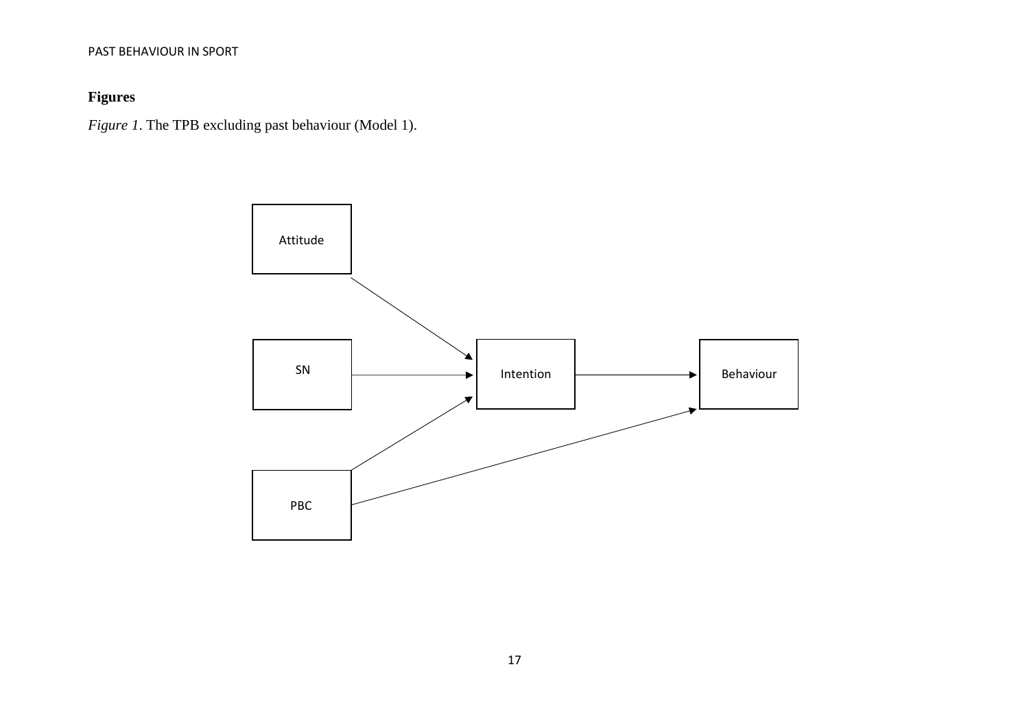## Figures

*Figure 1*. The TPB excluding past behaviour (Model 1).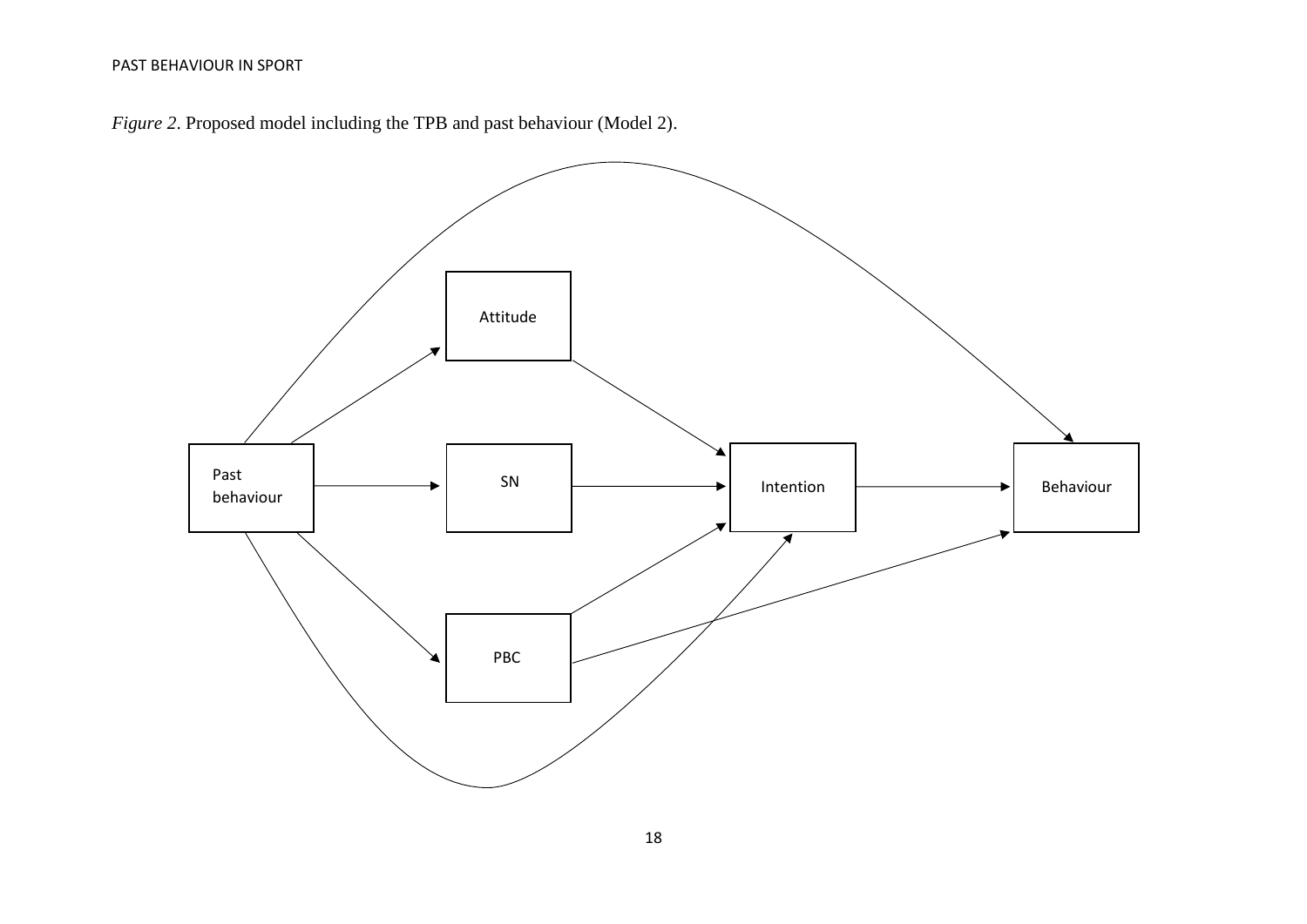*Figure 2*. Proposed model including the TPB and past behaviour (Model 2).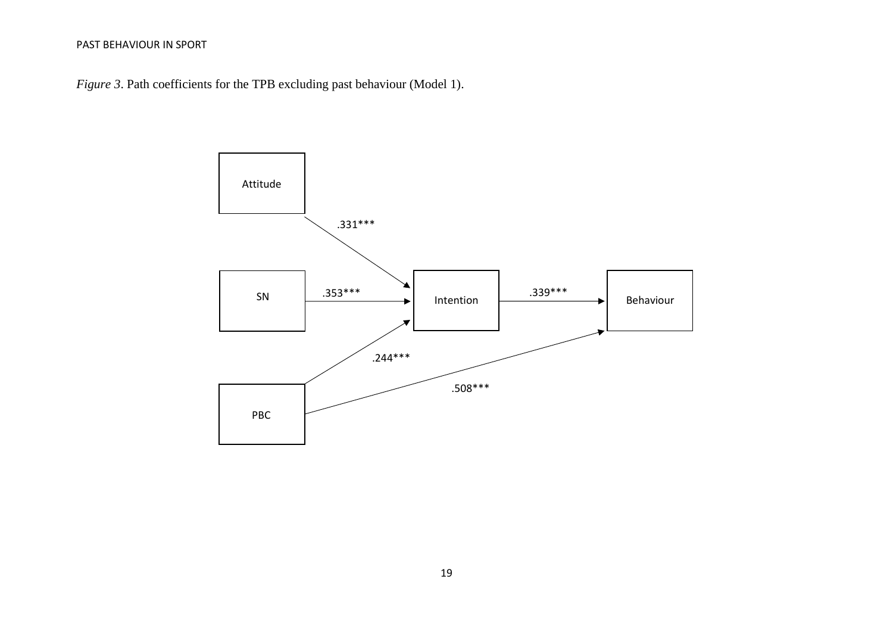*Figure 3*. Path coefficients for the TPB excluding past behaviour (Model 1).

Attitude

.331***

SN

.353***

Intention

.339***

Behaviour

.244***

.508***

PBC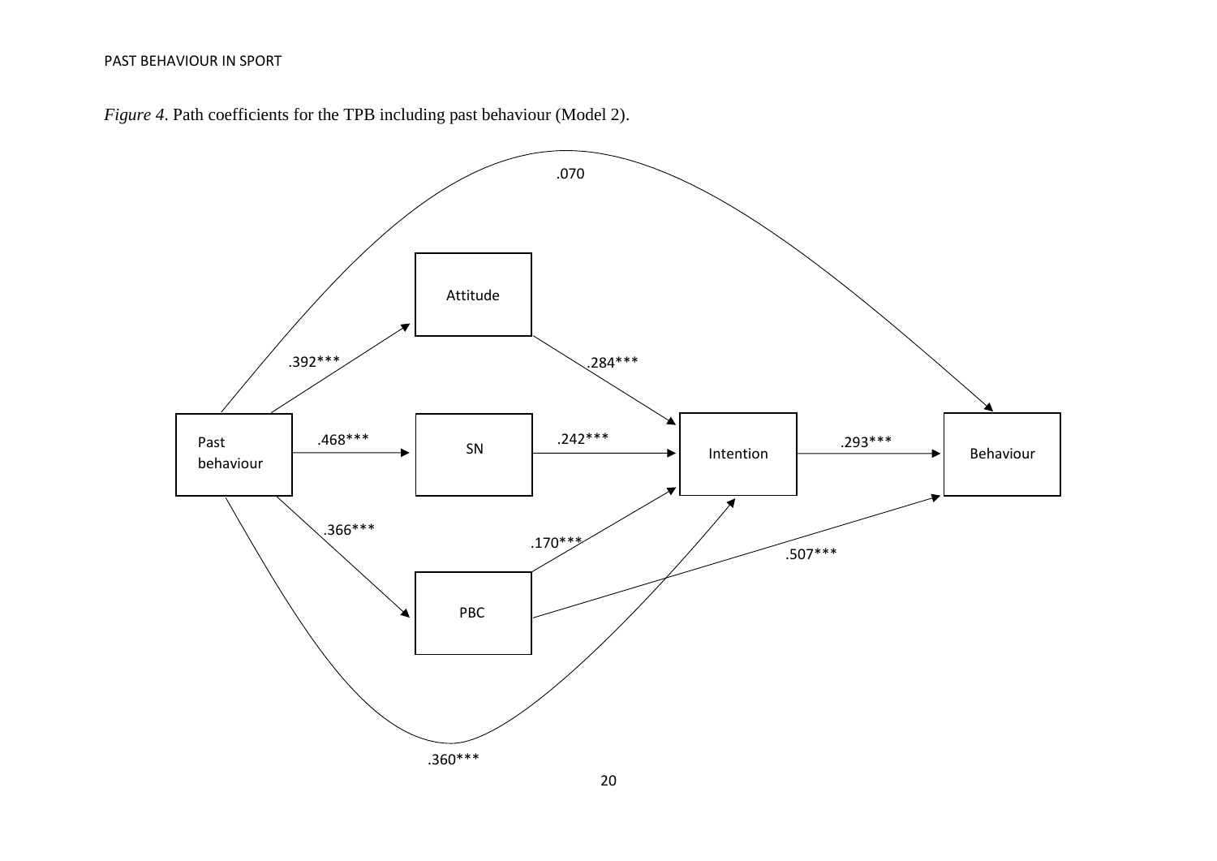*Figure 4*. Path coefficients for the TPB including past behaviour (Model 2).

.070

Attitude

.392***

.284***

Past behaviour

.468***

SN

.242***

Intention

.293***

Behaviour

.366***

.170***

.507***

PBC

.360***